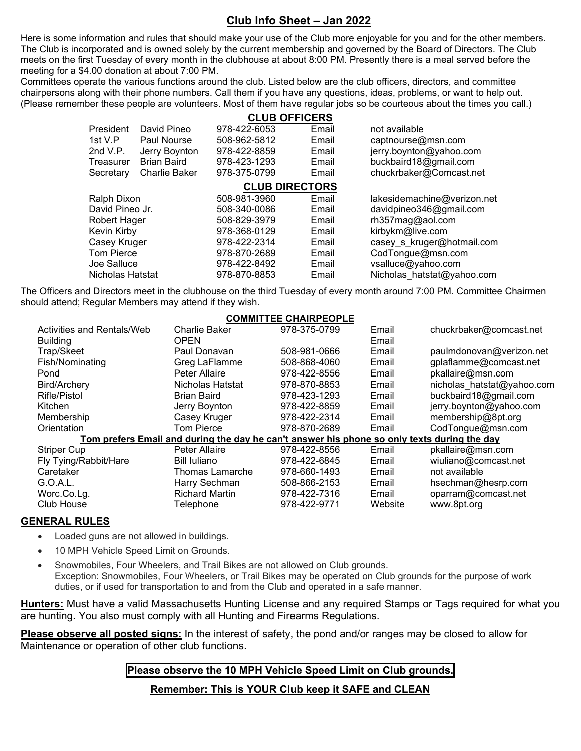# Club Info Sheet – Jan 2022

Here is some information and rules that should make your use of the Club more enjoyable for you and for the other members. The Club is incorporated and is owned solely by the current membership and governed by the Board of Directors. The Club meets on the first Tuesday of every month in the clubhouse at about 8:00 PM. Presently there is a meal served before the meeting for a $4.00 donation at about 7:00 PM.

Committees operate the various functions around the club. Listed below are the club officers, directors, and committee chairpersons along with their phone numbers. Call them if you have any questions, ideas, problems, or want to help out. (Please remember these people are volunteers. Most of them have regular jobs so be courteous about the times you call.)

## CLUB OFFICERS

| | | | | |
|---|---|---|---|---|
| President | David Pineo | 978-422-6053 | Email | not available |
| 1st V.P | Paul Nourse | 508-962-5812 | Email | captnourse@msn.com |
| 2nd V.P. | Jerry Boynton | 978-422-8859 | Email | jerry.boynton@yahoo.com |
| Treasurer | Brian Baird | 978-423-1293 | Email | buckbaird18@gmail.com |
| Secretary | Charlie Baker | 978-375-0799 | Email | chuckrbaker@Comcast.net |

## CLUB DIRECTORS

| | | | |
|---|---|---|---|
| Ralph Dixon | 508-981-3960 | Email | lakesidemachine@verizon.net |
| David Pineo Jr. | 508-340-0086 | Email | davidpineo346@gmail.com |
| Robert Hager | 508-829-3979 | Email | rh357mag@aol.com |
| Kevin Kirby | 978-368-0129 | Email | kirbykm@live.com |
| Casey Kruger | 978-422-2314 | Email | casey_s_kruger@hotmail.com |
| Tom Pierce | 978-870-2689 | Email | CodTongue@msn.com |
| Joe Salluce | 978-422-8492 | Email | vsalluce@yahoo.com |
| Nicholas Hatstat | 978-870-8853 | Email | Nicholas_hatstat@yahoo.com |

The Officers and Directors meet in the clubhouse on the third Tuesday of every month around 7:00 PM. Committee Chairmen should attend; Regular Members may attend if they wish.

## COMMITTEE CHAIRPEOPLE

| | | | | |
|---|---|---|---|---|
| Activities and Rentals/Web | Charlie Baker | 978-375-0799 | Email | chuckrbaker@comcast.net |
| Building | OPEN | | Email | |
| Trap/Skeet | Paul Donavan | 508-981-0666 | Email | paulmdonovan@verizon.net |
| Fish/Nominating | Greg LaFlamme | 508-868-4060 | Email | gplaflamme@comcast.net |
| Pond | Peter Allaire | 978-422-8556 | Email | pkallaire@msn.com |
| Bird/Archery | Nicholas Hatstat | 978-870-8853 | Email | nicholas_hatstat@yahoo.com |
| Rifle/Pistol | Brian Baird | 978-423-1293 | Email | buckbaird18@gmail.com |
| Kitchen | Jerry Boynton | 978-422-8859 | Email | jerry.boynton@yahoo.com |
| Membership | Casey Kruger | 978-422-2314 | Email | membership@8pt.org |
| Orientation | Tom Pierce | 978-870-2689 | Email | CodTongue@msn.com |
| **Tom prefers Email and during the day he can't answer his phone so only texts during the day** | | | | |
| Striper Cup | Peter Allaire | 978-422-8556 | Email | pkallaire@msn.com |
| Fly Tying/Rabbit/Hare | Bill Iuliano | 978-422-6845 | Email | wiuliano@comcast.net |
| Caretaker | Thomas Lamarche | 978-660-1493 | Email | not available |
| G.O.A.L. | Harry Sechman | 508-866-2153 | Email | hsechman@hesrp.com |
| Worc.Co.Lg. | Richard Martin | 978-422-7316 | Email | oparram@comcast.net |
| Club House | Telephone | 978-422-9771 | Website | www.8pt.org |

## GENERAL RULES

- Loaded guns are not allowed in buildings.
- 10 MPH Vehicle Speed Limit on Grounds.
- Snowmobiles, Four Wheelers, and Trail Bikes are not allowed on Club grounds.
  Exception: Snowmobiles, Four Wheelers, or Trail Bikes may be operated on Club grounds for the purpose of work duties, or if used for transportation to and from the Club and operated in a safe manner.

**Hunters:** Must have a valid Massachusetts Hunting License and any required Stamps or Tags required for what you are hunting. You also must comply with all Hunting and Firearms Regulations.

**Please observe all posted signs:** In the interest of safety, the pond and/or ranges may be closed to allow for Maintenance or operation of other club functions.

**Please observe the 10 MPH Vehicle Speed Limit on Club grounds.**

**Remember: This is YOUR Club keep it SAFE and CLEAN**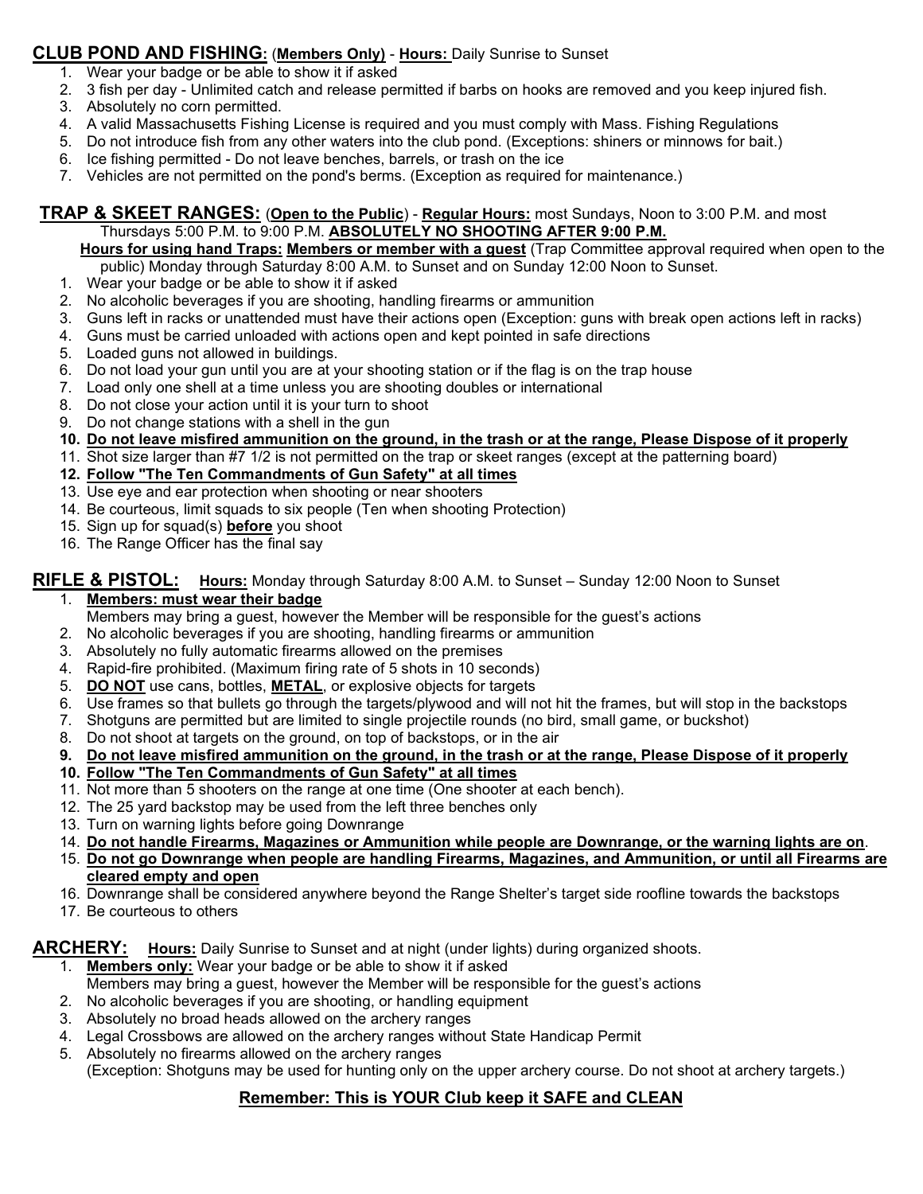## **CLUB POND AND FISHING:** (**Members Only**) - **Hours:** Daily Sunrise to Sunset

1. Wear your badge or be able to show it if asked
2. 3 fish per day - Unlimited catch and release permitted if barbs on hooks are removed and you keep injured fish.
3. Absolutely no corn permitted.
4. A valid Massachusetts Fishing License is required and you must comply with Mass. Fishing Regulations
5. Do not introduce fish from any other waters into the club pond. (Exceptions: shiners or minnows for bait.)
6. Ice fishing permitted - Do not leave benches, barrels, or trash on the ice
7. Vehicles are not permitted on the pond's berms. (Exception as required for maintenance.)

## **TRAP & SKEET RANGES:** (**Open to the Public**) - **Regular Hours:** most Sundays, Noon to 3:00 P.M. and most Thursdays 5:00 P.M. to 9:00 P.M. **ABSOLUTELY NO SHOOTING AFTER 9:00 P.M.**

**Hours for using hand Traps:** **Members or member with a guest** (Trap Committee approval required when open to the public) Monday through Saturday 8:00 A.M. to Sunset and on Sunday 12:00 Noon to Sunset.

1. Wear your badge or be able to show it if asked
2. No alcoholic beverages if you are shooting, handling firearms or ammunition
3. Guns left in racks or unattended must have their actions open (Exception: guns with break open actions left in racks)
4. Guns must be carried unloaded with actions open and kept pointed in safe directions
5. Loaded guns not allowed in buildings.
6. Do not load your gun until you are at your shooting station or if the flag is on the trap house
7. Load only one shell at a time unless you are shooting doubles or international
8. Do not close your action until it is your turn to shoot
9. Do not change stations with a shell in the gun
10. **Do not leave misfired ammunition on the ground, in the trash or at the range, Please Dispose of it properly**
11. Shot size larger than #7 1/2 is not permitted on the trap or skeet ranges (except at the patterning board)
12. **Follow "The Ten Commandments of Gun Safety" at all times**
13. Use eye and ear protection when shooting or near shooters
14. Be courteous, limit squads to six people (Ten when shooting Protection)
15. Sign up for squad(s) **before** you shoot
16. The Range Officer has the final say

## **RIFLE & PISTOL:** **Hours:** Monday through Saturday 8:00 A.M. to Sunset – Sunday 12:00 Noon to Sunset

1. **Members: must wear their badge**
   Members may bring a guest, however the Member will be responsible for the guest's actions
2. No alcoholic beverages if you are shooting, handling firearms or ammunition
3. Absolutely no fully automatic firearms allowed on the premises
4. Rapid-fire prohibited. (Maximum firing rate of 5 shots in 10 seconds)
5. **DO NOT** use cans, bottles, **METAL**, or explosive objects for targets
6. Use frames so that bullets go through the targets/plywood and will not hit the frames, but will stop in the backstops
7. Shotguns are permitted but are limited to single projectile rounds (no bird, small game, or buckshot)
8. Do not shoot at targets on the ground, on top of backstops, or in the air
9. **Do not leave misfired ammunition on the ground, in the trash or at the range, Please Dispose of it properly**
10. **Follow "The Ten Commandments of Gun Safety" at all times**
11. Not more than 5 shooters on the range at one time (One shooter at each bench).
12. The 25 yard backstop may be used from the left three benches only
13. Turn on warning lights before going Downrange
14. **Do not handle Firearms, Magazines or Ammunition while people are Downrange, or the warning lights are on**.
15. **Do not go Downrange when people are handling Firearms, Magazines, and Ammunition, or until all Firearms are cleared empty and open**
16. Downrange shall be considered anywhere beyond the Range Shelter's target side roofline towards the backstops
17. Be courteous to others

## **ARCHERY:** **Hours:** Daily Sunrise to Sunset and at night (under lights) during organized shoots.

1. **Members only:** Wear your badge or be able to show it if asked
   Members may bring a guest, however the Member will be responsible for the guest's actions
2. No alcoholic beverages if you are shooting, or handling equipment
3. Absolutely no broad heads allowed on the archery ranges
4. Legal Crossbows are allowed on the archery ranges without State Handicap Permit
5. Absolutely no firearms allowed on the archery ranges
   (Exception: Shotguns may be used for hunting only on the upper archery course. Do not shoot at archery targets.)

**Remember: This is YOUR Club keep it SAFE and CLEAN**